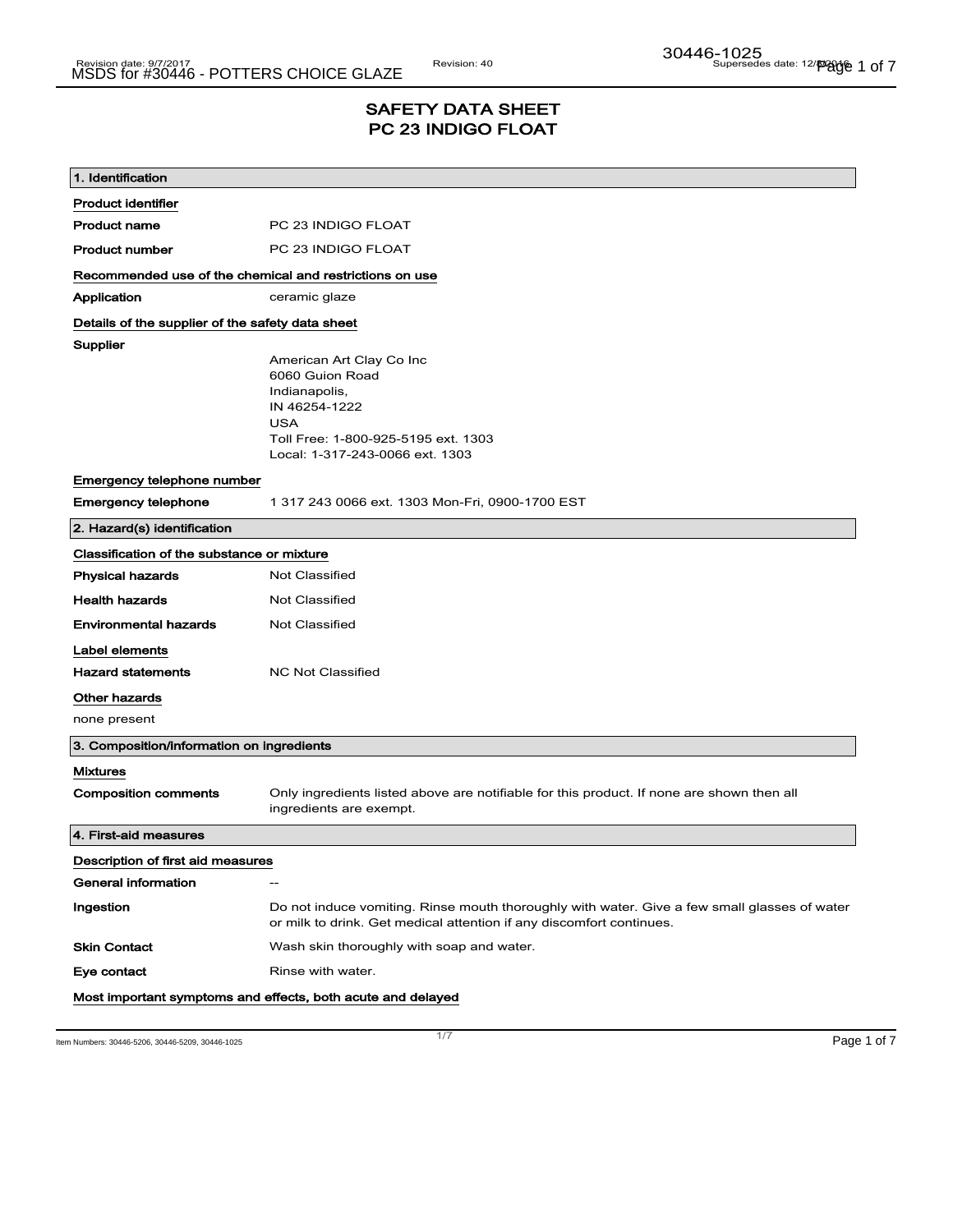# SAFETY DATA SHEET
# PC 23 INDIGO FLOAT

## 1. Identification

**Product identifier**

| | |
|---|---|
| **Product name** | PC 23 INDIGO FLOAT |
| **Product number** | PC 23 INDIGO FLOAT |

**Recommended use of the chemical and restrictions on use**

| | |
|---|---|
| **Application** | ceramic glaze |

**Details of the supplier of the safety data sheet**

**Supplier**

American Art Clay Co Inc
6060 Guion Road
Indianapolis,
IN 46254-1222
USA
Toll Free: 1-800-925-5195 ext. 1303
Local: 1-317-243-0066 ext. 1303

**Emergency telephone number**

| | |
|---|---|
| **Emergency telephone** | 1 317 243 0066 ext. 1303 Mon-Fri, 0900-1700 EST |

## 2. Hazard(s) identification

**Classification of the substance or mixture**

| | |
|---|---|
| **Physical hazards** | Not Classified |
| **Health hazards** | Not Classified |
| **Environmental hazards** | Not Classified |

**Label elements**

| | |
|---|---|
| **Hazard statements** | NC Not Classified |

**Other hazards**

none present

## 3. Composition/information on ingredients

**Mixtures**

| | |
|---|---|
| **Composition comments** | Only ingredients listed above are notifiable for this product. If none are shown then all ingredients are exempt. |

## 4. First-aid measures

**Description of first aid measures**

| | |
|---|---|
| **General information** | -- |
| **Ingestion** | Do not induce vomiting. Rinse mouth thoroughly with water. Give a few small glasses of water or milk to drink. Get medical attention if any discomfort continues. |
| **Skin Contact** | Wash skin thoroughly with soap and water. |
| **Eye contact** | Rinse with water. |

**Most important symptoms and effects, both acute and delayed**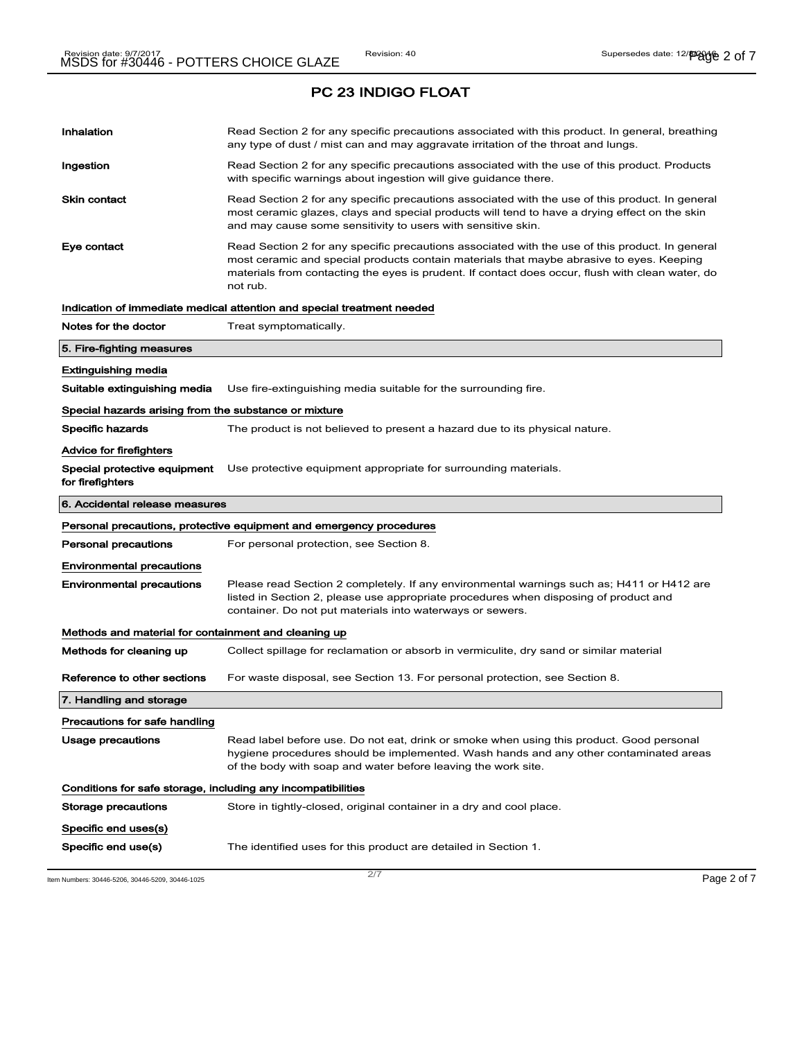## PC 23 INDIGO FLOAT

| | |
|---|---|
| **Inhalation** | Read Section 2 for any specific precautions associated with this product. In general, breathing any type of dust / mist can and may aggravate irritation of the throat and lungs. |
| **Ingestion** | Read Section 2 for any specific precautions associated with the use of this product. Products with specific warnings about ingestion will give guidance there. |
| **Skin contact** | Read Section 2 for any specific precautions associated with the use of this product. In general most ceramic glazes, clays and special products will tend to have a drying effect on the skin and may cause some sensitivity to users with sensitive skin. |
| **Eye contact** | Read Section 2 for any specific precautions associated with the use of this product. In general most ceramic and special products contain materials that maybe abrasive to eyes. Keeping materials from contacting the eyes is prudent. If contact does occur, flush with clean water, do not rub. |

### Indication of immediate medical attention and special treatment needed

**Notes for the doctor** Treat symptomatically.

## 5. Fire-fighting measures

### Extinguishing media

**Suitable extinguishing media** Use fire-extinguishing media suitable for the surrounding fire.

### Special hazards arising from the substance or mixture

**Specific hazards** The product is not believed to present a hazard due to its physical nature.

### Advice for firefighters

**Special protective equipment for firefighters** Use protective equipment appropriate for surrounding materials.

## 6. Accidental release measures

### Personal precautions, protective equipment and emergency procedures

**Personal precautions** For personal protection, see Section 8.

### Environmental precautions

**Environmental precautions** Please read Section 2 completely. If any environmental warnings such as; H411 or H412 are listed in Section 2, please use appropriate procedures when disposing of product and container. Do not put materials into waterways or sewers.

### Methods and material for containment and cleaning up

**Methods for cleaning up** Collect spillage for reclamation or absorb in vermiculite, dry sand or similar material

**Reference to other sections** For waste disposal, see Section 13. For personal protection, see Section 8.

## 7. Handling and storage

### Precautions for safe handling

**Usage precautions** Read label before use. Do not eat, drink or smoke when using this product. Good personal hygiene procedures should be implemented. Wash hands and any other contaminated areas of the body with soap and water before leaving the work site.

### Conditions for safe storage, including any incompatibilities

**Storage precautions** Store in tightly-closed, original container in a dry and cool place.

### Specific end uses(s)

**Specific end use(s)** The identified uses for this product are detailed in Section 1.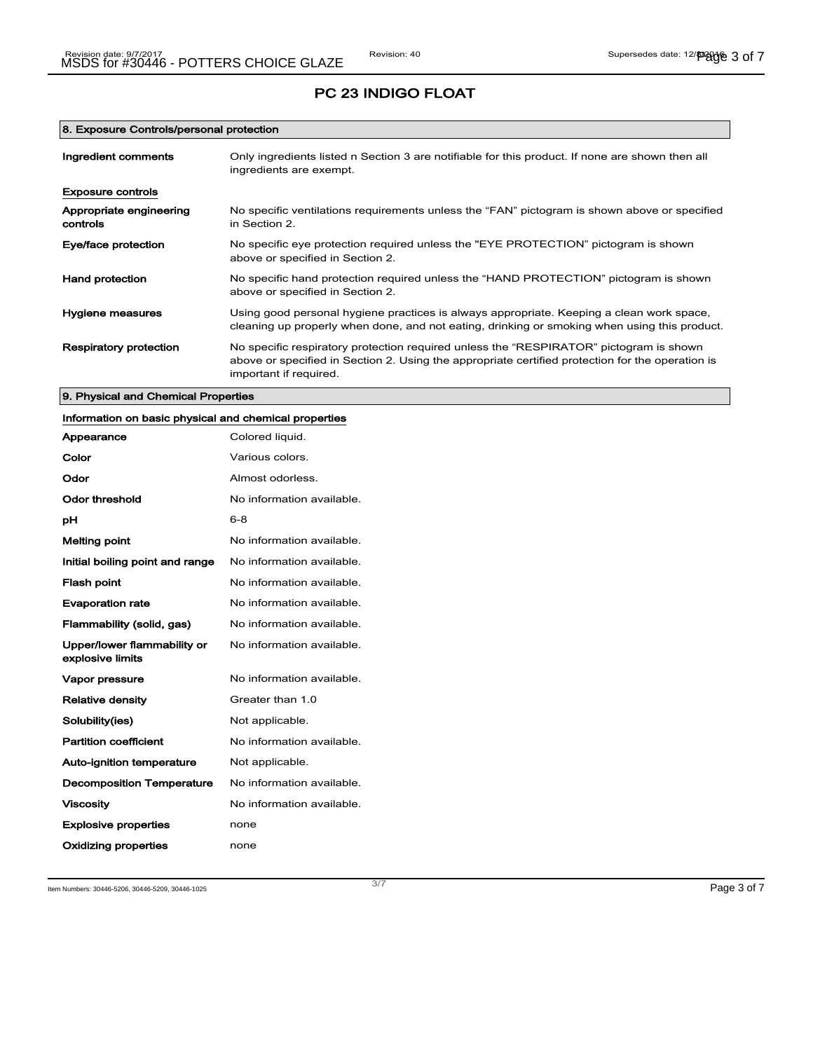# PC 23 INDIGO FLOAT

## 8. Exposure Controls/personal protection

| | |
|---|---|
| **Ingredient comments** | Only ingredients listed n Section 3 are notifiable for this product. If none are shown then all ingredients are exempt. |

**Exposure controls**

| | |
|---|---|
| **Appropriate engineering controls** | No specific ventilations requirements unless the "FAN" pictogram is shown above or specified in Section 2. |
| **Eye/face protection** | No specific eye protection required unless the "EYE PROTECTION" pictogram is shown above or specified in Section 2. |
| **Hand protection** | No specific hand protection required unless the "HAND PROTECTION" pictogram is shown above or specified in Section 2. |
| **Hygiene measures** | Using good personal hygiene practices is always appropriate. Keeping a clean work space, cleaning up properly when done, and not eating, drinking or smoking when using this product. |
| **Respiratory protection** | No specific respiratory protection required unless the "RESPIRATOR" pictogram is shown above or specified in Section 2. Using the appropriate certified protection for the operation is important if required. |

## 9. Physical and Chemical Properties

**Information on basic physical and chemical properties**

| | |
|---|---|
| **Appearance** | Colored liquid. |
| **Color** | Various colors. |
| **Odor** | Almost odorless. |
| **Odor threshold** | No information available. |
| **pH** | 6-8 |
| **Melting point** | No information available. |
| **Initial boiling point and range** | No information available. |
| **Flash point** | No information available. |
| **Evaporation rate** | No information available. |
| **Flammability (solid, gas)** | No information available. |
| **Upper/lower flammability or explosive limits** | No information available. |
| **Vapor pressure** | No information available. |
| **Relative density** | Greater than 1.0 |
| **Solubility(ies)** | Not applicable. |
| **Partition coefficient** | No information available. |
| **Auto-ignition temperature** | Not applicable. |
| **Decomposition Temperature** | No information available. |
| **Viscosity** | No information available. |
| **Explosive properties** | none |
| **Oxidizing properties** | none |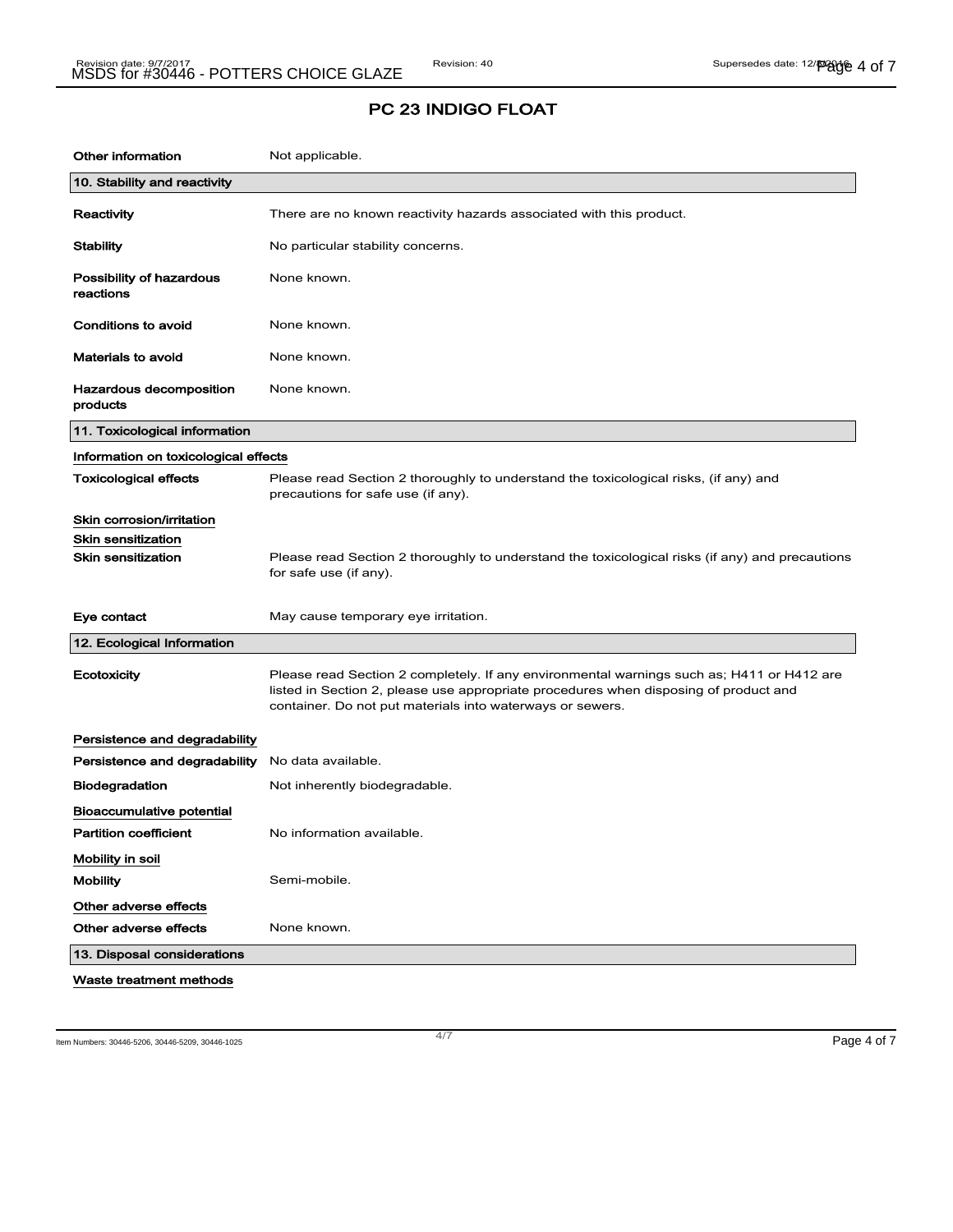## PC 23 INDIGO FLOAT

| | |
|---|---|
| **Other information** | Not applicable. |

### 10. Stability and reactivity

| | |
|---|---|
| **Reactivity** | There are no known reactivity hazards associated with this product. |
| **Stability** | No particular stability concerns. |
| **Possibility of hazardous reactions** | None known. |
| **Conditions to avoid** | None known. |
| **Materials to avoid** | None known. |
| **Hazardous decomposition products** | None known. |

### 11. Toxicological information

**Information on toxicological effects**

| | |
|---|---|
| **Toxicological effects** | Please read Section 2 thoroughly to understand the toxicological risks, (if any) and precautions for safe use (if any). |

**Skin corrosion/irritation**

**Skin sensitization**

| | |
|---|---|
| **Skin sensitization** | Please read Section 2 thoroughly to understand the toxicological risks (if any) and precautions for safe use (if any). |
| **Eye contact** | May cause temporary eye irritation. |

### 12. Ecological Information

| | |
|---|---|
| **Ecotoxicity** | Please read Section 2 completely. If any environmental warnings such as; H411 or H412 are listed in Section 2, please use appropriate procedures when disposing of product and container. Do not put materials into waterways or sewers. |

**Persistence and degradability**

| | |
|---|---|
| **Persistence and degradability** | No data available. |
| **Biodegradation** | Not inherently biodegradable. |

**Bioaccumulative potential**

| | |
|---|---|
| **Partition coefficient** | No information available. |

**Mobility in soil**

| | |
|---|---|
| **Mobility** | Semi-mobile. |

**Other adverse effects**

| | |
|---|---|
| **Other adverse effects** | None known. |

### 13. Disposal considerations

**Waste treatment methods**

Item Numbers: 30446-5206, 30446-5209, 30446-1025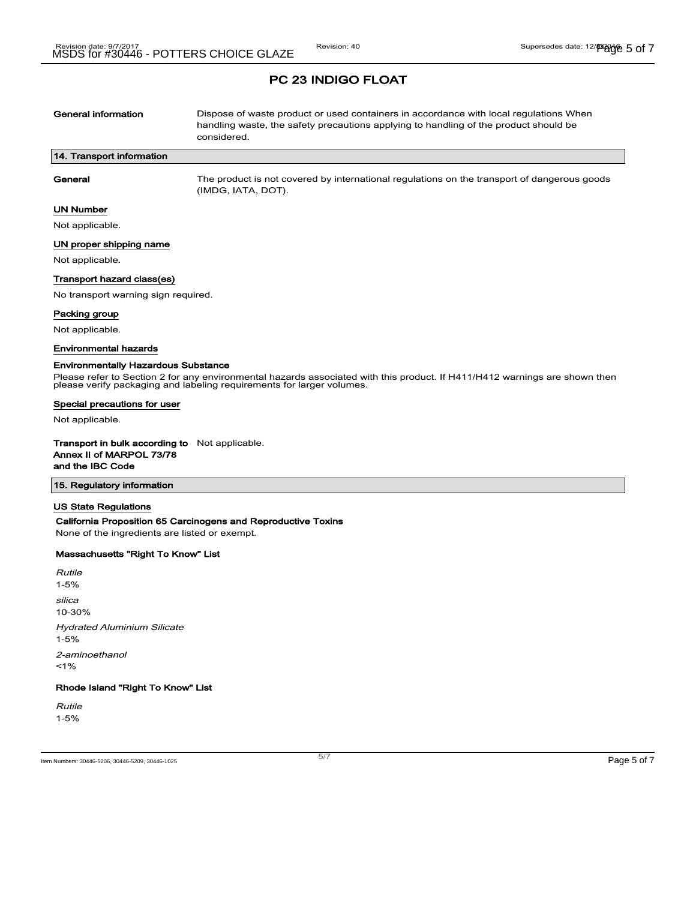## PC 23 INDIGO FLOAT

**General information** Dispose of waste product or used containers in accordance with local regulations When handling waste, the safety precautions applying to handling of the product should be considered.

### 14. Transport information

**General** The product is not covered by international regulations on the transport of dangerous goods (IMDG, IATA, DOT).

**UN Number**

Not applicable.

**UN proper shipping name**

Not applicable.

**Transport hazard class(es)**

No transport warning sign required.

**Packing group**

Not applicable.

**Environmental hazards**

**Environmentally Hazardous Substance**

Please refer to Section 2 for any environmental hazards associated with this product. If H411/H412 warnings are shown then please verify packaging and labeling requirements for larger volumes.

**Special precautions for user**

Not applicable.

**Transport in bulk according to Annex II of MARPOL 73/78 and the IBC Code** Not applicable.

### 15. Regulatory information

**US State Regulations**

**California Proposition 65 Carcinogens and Reproductive Toxins**

None of the ingredients are listed or exempt.

**Massachusetts "Right To Know" List**

*Rutile*
1-5%

*silica*
10-30%

*Hydrated Aluminium Silicate*
1-5%

*2-aminoethanol*
<1%

**Rhode Island "Right To Know" List**

*Rutile*
1-5%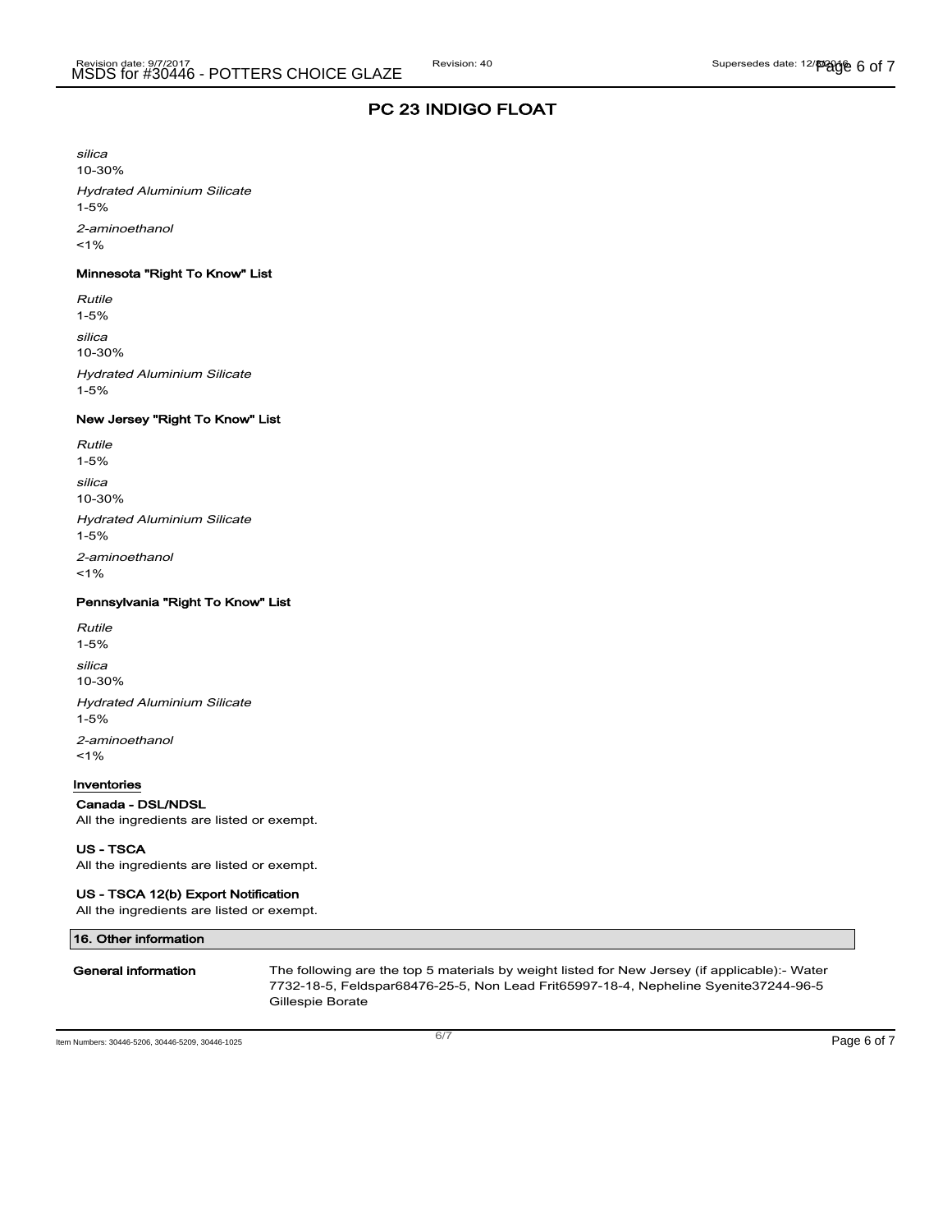## PC 23 INDIGO FLOAT

*silica*
10-30%

*Hydrated Aluminium Silicate*
1-5%

*2-aminoethanol*
<1%

**Minnesota "Right To Know" List**

*Rutile*
1-5%

*silica*
10-30%

*Hydrated Aluminium Silicate*
1-5%

**New Jersey "Right To Know" List**

*Rutile*
1-5%

*silica*
10-30%

*Hydrated Aluminium Silicate*
1-5%

*2-aminoethanol*
<1%

**Pennsylvania "Right To Know" List**

*Rutile*
1-5%

*silica*
10-30%

*Hydrated Aluminium Silicate*
1-5%

*2-aminoethanol*
<1%

**Inventories**

**Canada - DSL/NDSL**
All the ingredients are listed or exempt.

**US - TSCA**
All the ingredients are listed or exempt.

**US - TSCA 12(b) Export Notification**
All the ingredients are listed or exempt.

## 16. Other information

**General information** The following are the top 5 materials by weight listed for New Jersey (if applicable):- Water 7732-18-5, Feldspar68476-25-5, Non Lead Frit65997-18-4, Nepheline Syenite37244-96-5 Gillespie Borate

Item Numbers: 30446-5206, 30446-5209, 30446-1025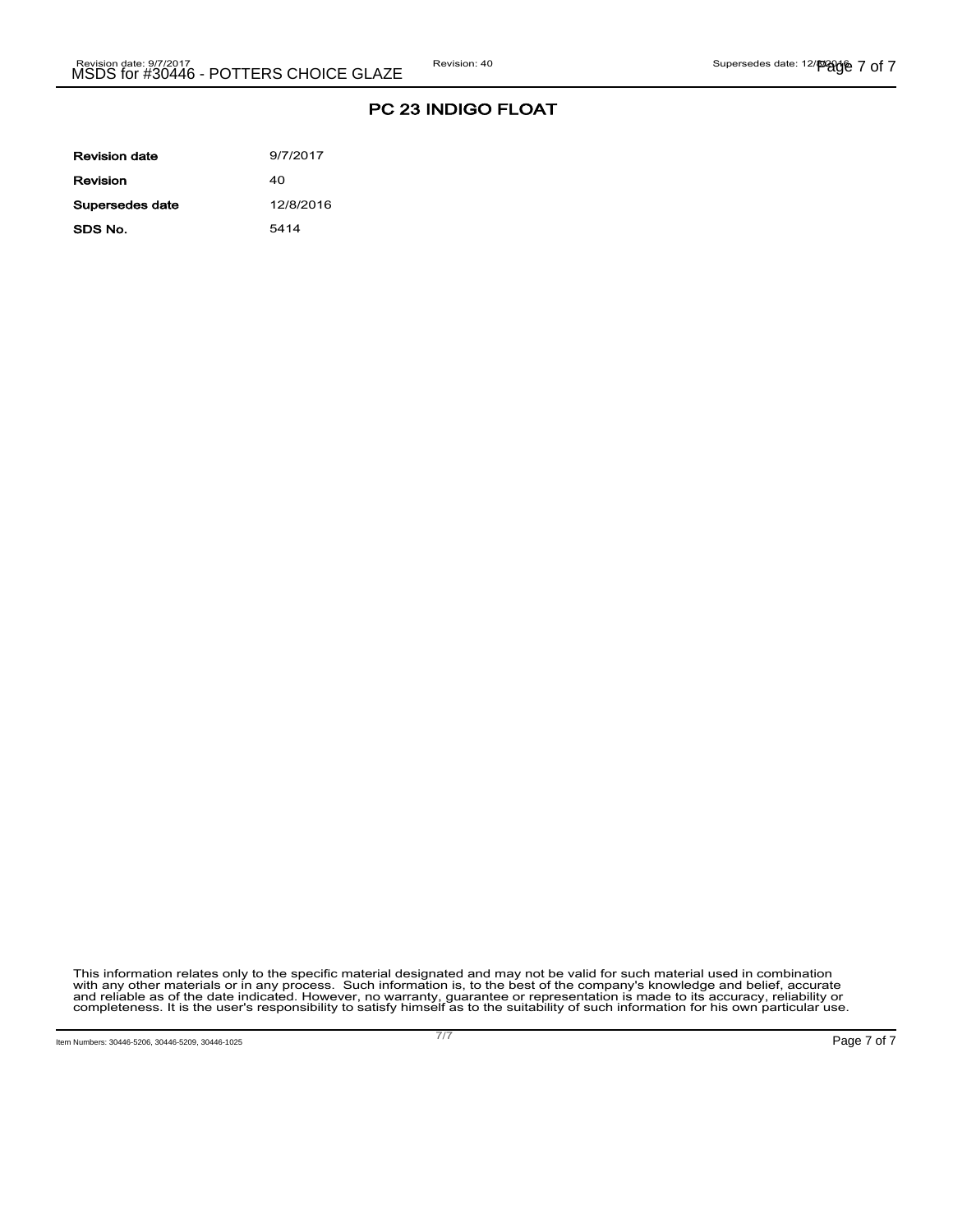## PC 23 INDIGO FLOAT

| | |
|---|---|
| **Revision date** | 9/7/2017 |
| **Revision** | 40 |
| **Supersedes date** | 12/8/2016 |
| **SDS No.** | 5414 |

This information relates only to the specific material designated and may not be valid for such material used in combination with any other materials or in any process. Such information is, to the best of the company's knowledge and belief, accurate and reliable as of the date indicated. However, no warranty, guarantee or representation is made to its accuracy, reliability or completeness. It is the user's responsibility to satisfy himself as to the suitability of such information for his own particular use.

Item Numbers: 30446-5206, 30446-5209, 30446-1025